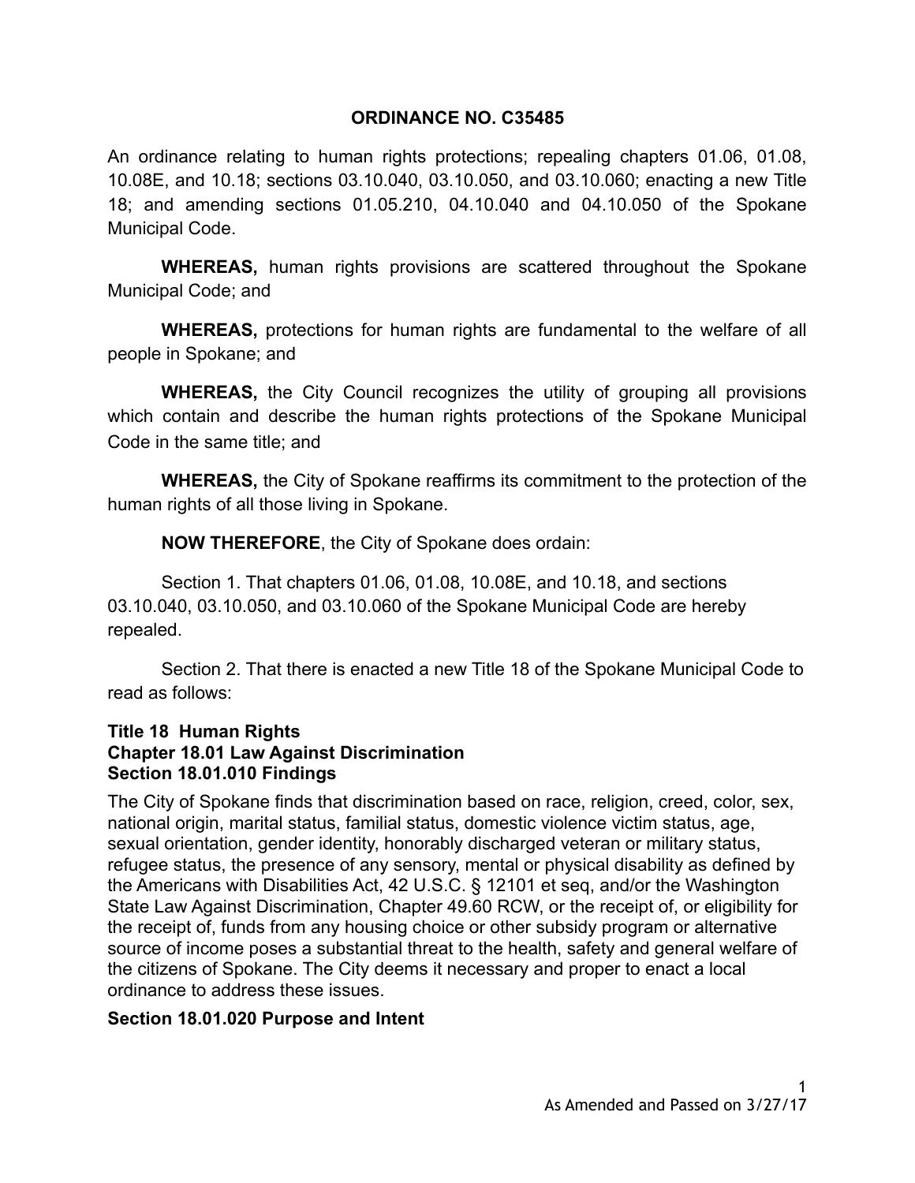**ORDINANCE NO. C35485**

An ordinance relating to human rights protections; repealing chapters 01.06, 01.08, 10.08E, and 10.18; sections 03.10.040, 03.10.050, and 03.10.060; enacting a new Title 18; and amending sections 01.05.210, 04.10.040 and 04.10.050 of the Spokane Municipal Code.

**WHEREAS,** human rights provisions are scattered throughout the Spokane Municipal Code; and

**WHEREAS,** protections for human rights are fundamental to the welfare of all people in Spokane; and

**WHEREAS,** the City Council recognizes the utility of grouping all provisions which contain and describe the human rights protections of the Spokane Municipal Code in the same title; and

**WHEREAS,** the City of Spokane reaffirms its commitment to the protection of the human rights of all those living in Spokane.

**NOW THEREFORE**, the City of Spokane does ordain:

Section 1. That chapters 01.06, 01.08, 10.08E, and 10.18, and sections 03.10.040, 03.10.050, and 03.10.060 of the Spokane Municipal Code are hereby repealed.

Section 2. That there is enacted a new Title 18 of the Spokane Municipal Code to read as follows:

**Title 18 Human Rights**
**Chapter 18.01 Law Against Discrimination**
**Section 18.01.010 Findings**

The City of Spokane finds that discrimination based on race, religion, creed, color, sex, national origin, marital status, familial status, domestic violence victim status, age, sexual orientation, gender identity, honorably discharged veteran or military status, refugee status, the presence of any sensory, mental or physical disability as defined by the Americans with Disabilities Act, 42 U.S.C. § 12101 et seq, and/or the Washington State Law Against Discrimination, Chapter 49.60 RCW, or the receipt of, or eligibility for the receipt of, funds from any housing choice or other subsidy program or alternative source of income poses a substantial threat to the health, safety and general welfare of the citizens of Spokane. The City deems it necessary and proper to enact a local ordinance to address these issues.

**Section 18.01.020 Purpose and Intent**

As Amended and Passed on 3/27/17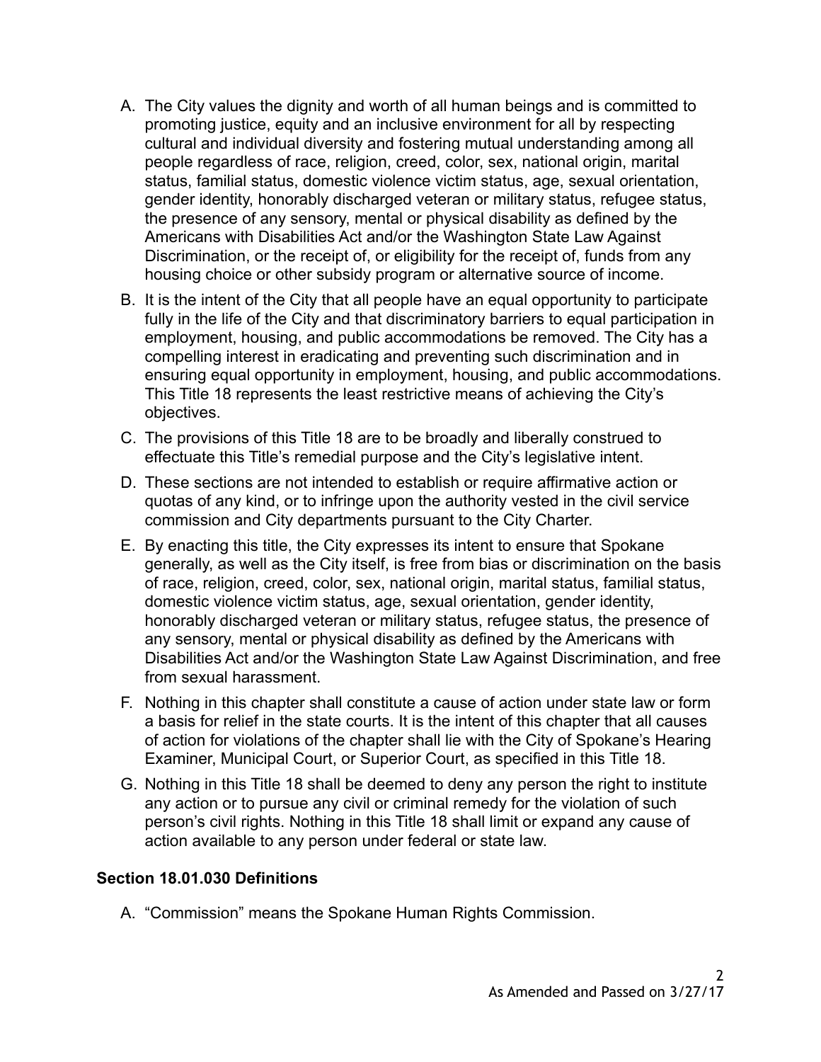A. The City values the dignity and worth of all human beings and is committed to promoting justice, equity and an inclusive environment for all by respecting cultural and individual diversity and fostering mutual understanding among all people regardless of race, religion, creed, color, sex, national origin, marital status, familial status, domestic violence victim status, age, sexual orientation, gender identity, honorably discharged veteran or military status, refugee status, the presence of any sensory, mental or physical disability as defined by the Americans with Disabilities Act and/or the Washington State Law Against Discrimination, or the receipt of, or eligibility for the receipt of, funds from any housing choice or other subsidy program or alternative source of income.

B. It is the intent of the City that all people have an equal opportunity to participate fully in the life of the City and that discriminatory barriers to equal participation in employment, housing, and public accommodations be removed. The City has a compelling interest in eradicating and preventing such discrimination and in ensuring equal opportunity in employment, housing, and public accommodations. This Title 18 represents the least restrictive means of achieving the City's objectives.

C. The provisions of this Title 18 are to be broadly and liberally construed to effectuate this Title's remedial purpose and the City's legislative intent.

D. These sections are not intended to establish or require affirmative action or quotas of any kind, or to infringe upon the authority vested in the civil service commission and City departments pursuant to the City Charter.

E. By enacting this title, the City expresses its intent to ensure that Spokane generally, as well as the City itself, is free from bias or discrimination on the basis of race, religion, creed, color, sex, national origin, marital status, familial status, domestic violence victim status, age, sexual orientation, gender identity, honorably discharged veteran or military status, refugee status, the presence of any sensory, mental or physical disability as defined by the Americans with Disabilities Act and/or the Washington State Law Against Discrimination, and free from sexual harassment.

F. Nothing in this chapter shall constitute a cause of action under state law or form a basis for relief in the state courts. It is the intent of this chapter that all causes of action for violations of the chapter shall lie with the City of Spokane's Hearing Examiner, Municipal Court, or Superior Court, as specified in this Title 18.

G. Nothing in this Title 18 shall be deemed to deny any person the right to institute any action or to pursue any civil or criminal remedy for the violation of such person's civil rights. Nothing in this Title 18 shall limit or expand any cause of action available to any person under federal or state law.

### Section 18.01.030 Definitions

A. "Commission" means the Spokane Human Rights Commission.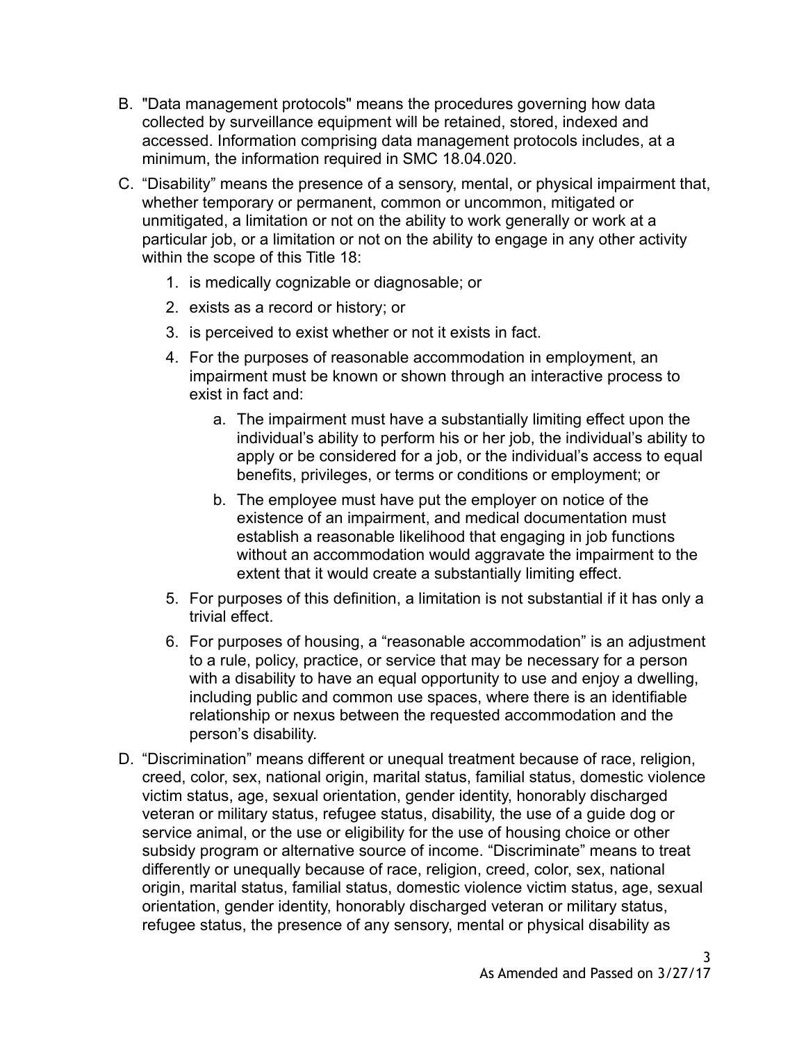B. "Data management protocols" means the procedures governing how data collected by surveillance equipment will be retained, stored, indexed and accessed. Information comprising data management protocols includes, at a minimum, the information required in SMC 18.04.020.

C. “Disability” means the presence of a sensory, mental, or physical impairment that, whether temporary or permanent, common or uncommon, mitigated or unmitigated, a limitation or not on the ability to work generally or work at a particular job, or a limitation or not on the ability to engage in any other activity within the scope of this Title 18:

   1. is medically cognizable or diagnosable; or
   2. exists as a record or history; or
   3. is perceived to exist whether or not it exists in fact.
   4. For the purposes of reasonable accommodation in employment, an impairment must be known or shown through an interactive process to exist in fact and:
      a. The impairment must have a substantially limiting effect upon the individual’s ability to perform his or her job, the individual’s ability to apply or be considered for a job, or the individual’s access to equal benefits, privileges, or terms or conditions or employment; or
      b. The employee must have put the employer on notice of the existence of an impairment, and medical documentation must establish a reasonable likelihood that engaging in job functions without an accommodation would aggravate the impairment to the extent that it would create a substantially limiting effect.
   5. For purposes of this definition, a limitation is not substantial if it has only a trivial effect.
   6. For purposes of housing, a “reasonable accommodation” is an adjustment to a rule, policy, practice, or service that may be necessary for a person with a disability to have an equal opportunity to use and enjoy a dwelling, including public and common use spaces, where there is an identifiable relationship or nexus between the requested accommodation and the person’s disability.

D. “Discrimination” means different or unequal treatment because of race, religion, creed, color, sex, national origin, marital status, familial status, domestic violence victim status, age, sexual orientation, gender identity, honorably discharged veteran or military status, refugee status, disability, the use of a guide dog or service animal, or the use or eligibility for the use of housing choice or other subsidy program or alternative source of income. “Discriminate” means to treat differently or unequally because of race, religion, creed, color, sex, national origin, marital status, familial status, domestic violence victim status, age, sexual orientation, gender identity, honorably discharged veteran or military status, refugee status, the presence of any sensory, mental or physical disability as

As Amended and Passed on 3/27/17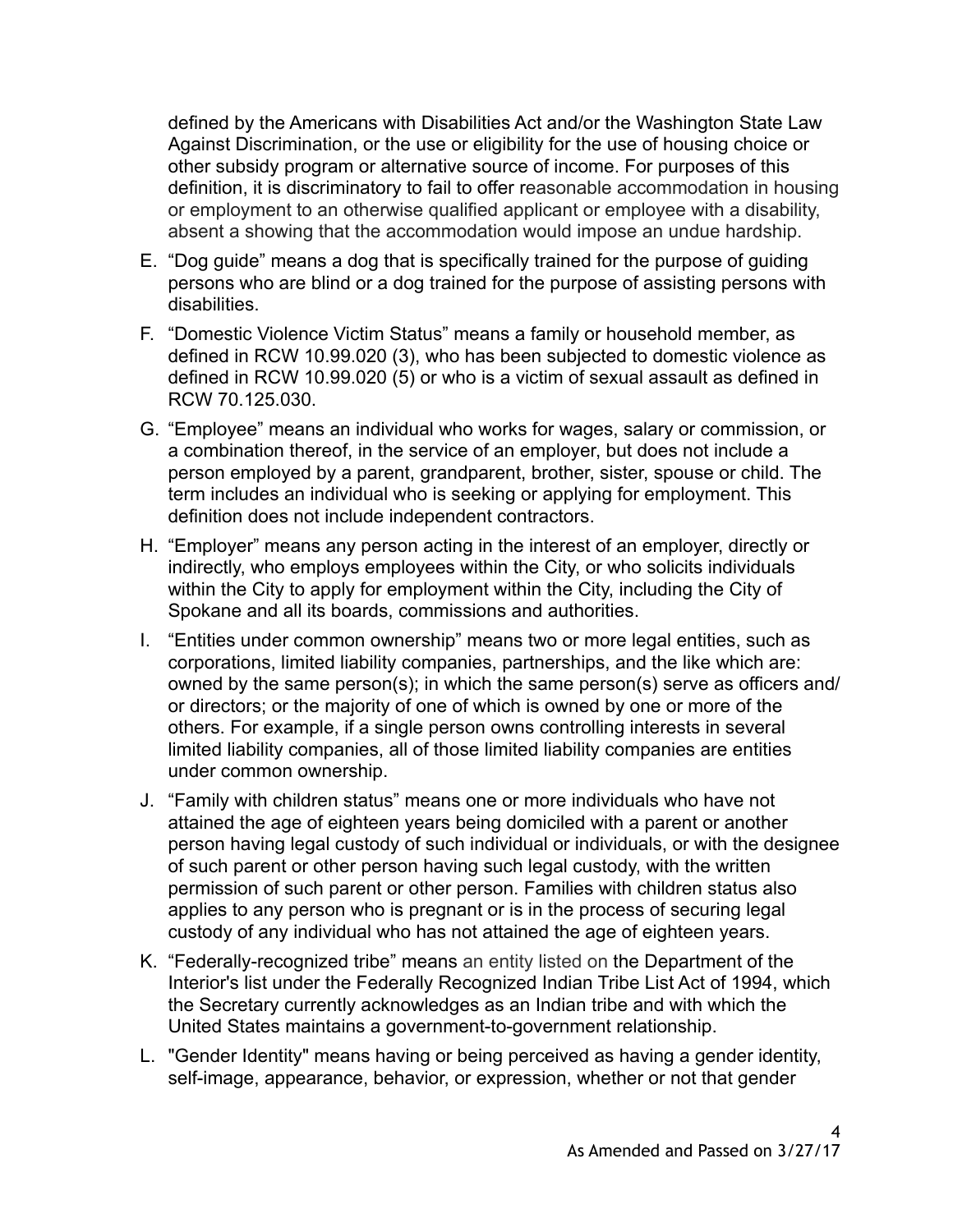defined by the Americans with Disabilities Act and/or the Washington State Law Against Discrimination, or the use or eligibility for the use of housing choice or other subsidy program or alternative source of income. For purposes of this definition, it is discriminatory to fail to offer reasonable accommodation in housing or employment to an otherwise qualified applicant or employee with a disability, absent a showing that the accommodation would impose an undue hardship.

E. "Dog guide" means a dog that is specifically trained for the purpose of guiding persons who are blind or a dog trained for the purpose of assisting persons with disabilities.

F. "Domestic Violence Victim Status" means a family or household member, as defined in RCW 10.99.020 (3), who has been subjected to domestic violence as defined in RCW 10.99.020 (5) or who is a victim of sexual assault as defined in RCW 70.125.030.

G. "Employee" means an individual who works for wages, salary or commission, or a combination thereof, in the service of an employer, but does not include a person employed by a parent, grandparent, brother, sister, spouse or child. The term includes an individual who is seeking or applying for employment. This definition does not include independent contractors.

H. "Employer" means any person acting in the interest of an employer, directly or indirectly, who employs employees within the City, or who solicits individuals within the City to apply for employment within the City, including the City of Spokane and all its boards, commissions and authorities.

I. "Entities under common ownership" means two or more legal entities, such as corporations, limited liability companies, partnerships, and the like which are: owned by the same person(s); in which the same person(s) serve as officers and/or directors; or the majority of one of which is owned by one or more of the others. For example, if a single person owns controlling interests in several limited liability companies, all of those limited liability companies are entities under common ownership.

J. "Family with children status" means one or more individuals who have not attained the age of eighteen years being domiciled with a parent or another person having legal custody of such individual or individuals, or with the designee of such parent or other person having such legal custody, with the written permission of such parent or other person. Families with children status also applies to any person who is pregnant or is in the process of securing legal custody of any individual who has not attained the age of eighteen years.

K. "Federally-recognized tribe" means an entity listed on the Department of the Interior's list under the Federally Recognized Indian Tribe List Act of 1994, which the Secretary currently acknowledges as an Indian tribe and with which the United States maintains a government-to-government relationship.

L. "Gender Identity" means having or being perceived as having a gender identity, self-image, appearance, behavior, or expression, whether or not that gender

As Amended and Passed on 3/27/17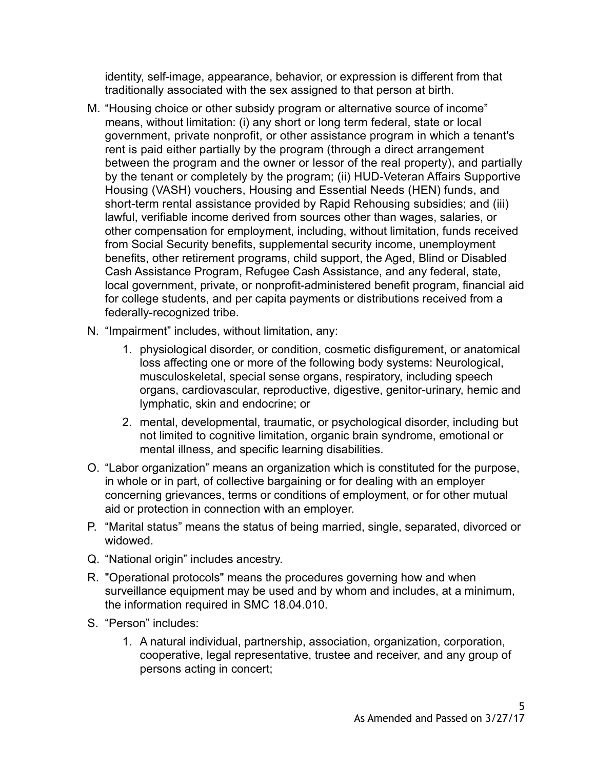identity, self-image, appearance, behavior, or expression is different from that traditionally associated with the sex assigned to that person at birth.

M. "Housing choice or other subsidy program or alternative source of income" means, without limitation: (i) any short or long term federal, state or local government, private nonprofit, or other assistance program in which a tenant's rent is paid either partially by the program (through a direct arrangement between the program and the owner or lessor of the real property), and partially by the tenant or completely by the program; (ii) HUD-Veteran Affairs Supportive Housing (VASH) vouchers, Housing and Essential Needs (HEN) funds, and short-term rental assistance provided by Rapid Rehousing subsidies; and (iii) lawful, verifiable income derived from sources other than wages, salaries, or other compensation for employment, including, without limitation, funds received from Social Security benefits, supplemental security income, unemployment benefits, other retirement programs, child support, the Aged, Blind or Disabled Cash Assistance Program, Refugee Cash Assistance, and any federal, state, local government, private, or nonprofit-administered benefit program, financial aid for college students, and per capita payments or distributions received from a federally-recognized tribe.

N. "Impairment" includes, without limitation, any:

   1. physiological disorder, or condition, cosmetic disfigurement, or anatomical loss affecting one or more of the following body systems: Neurological, musculoskeletal, special sense organs, respiratory, including speech organs, cardiovascular, reproductive, digestive, genitor-urinary, hemic and lymphatic, skin and endocrine; or

   2. mental, developmental, traumatic, or psychological disorder, including but not limited to cognitive limitation, organic brain syndrome, emotional or mental illness, and specific learning disabilities.

O. "Labor organization" means an organization which is constituted for the purpose, in whole or in part, of collective bargaining or for dealing with an employer concerning grievances, terms or conditions of employment, or for other mutual aid or protection in connection with an employer.

P. "Marital status" means the status of being married, single, separated, divorced or widowed.

Q. "National origin" includes ancestry.

R. "Operational protocols" means the procedures governing how and when surveillance equipment may be used and by whom and includes, at a minimum, the information required in SMC 18.04.010.

S. "Person" includes:

   1. A natural individual, partnership, association, organization, corporation, cooperative, legal representative, trustee and receiver, and any group of persons acting in concert;

As Amended and Passed on 3/27/17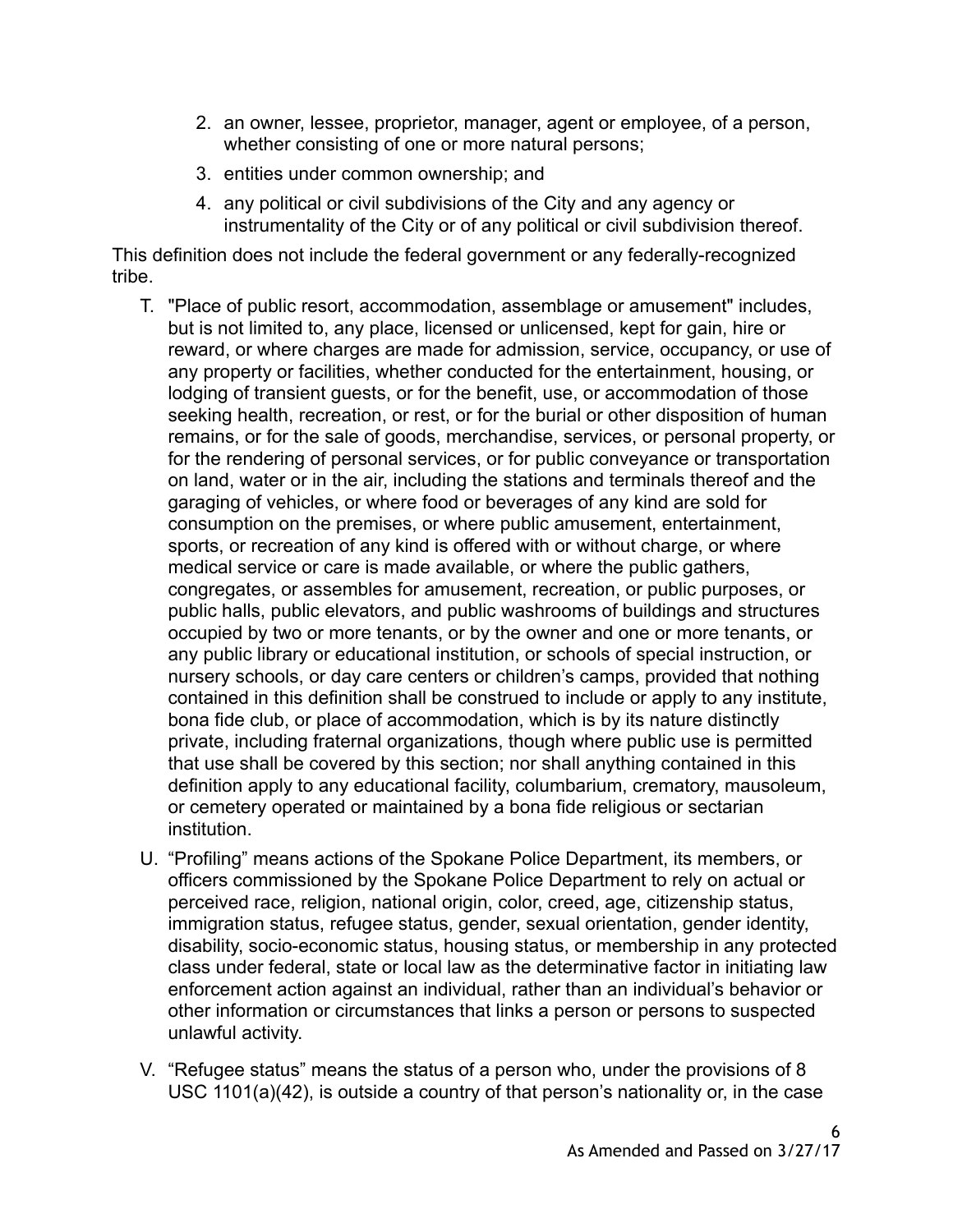2. an owner, lessee, proprietor, manager, agent or employee, of a person, whether consisting of one or more natural persons;
3. entities under common ownership; and
4. any political or civil subdivisions of the City and any agency or instrumentality of the City or of any political or civil subdivision thereof.

This definition does not include the federal government or any federally-recognized tribe.

T. "Place of public resort, accommodation, assemblage or amusement" includes, but is not limited to, any place, licensed or unlicensed, kept for gain, hire or reward, or where charges are made for admission, service, occupancy, or use of any property or facilities, whether conducted for the entertainment, housing, or lodging of transient guests, or for the benefit, use, or accommodation of those seeking health, recreation, or rest, or for the burial or other disposition of human remains, or for the sale of goods, merchandise, services, or personal property, or for the rendering of personal services, or for public conveyance or transportation on land, water or in the air, including the stations and terminals thereof and the garaging of vehicles, or where food or beverages of any kind are sold for consumption on the premises, or where public amusement, entertainment, sports, or recreation of any kind is offered with or without charge, or where medical service or care is made available, or where the public gathers, congregates, or assembles for amusement, recreation, or public purposes, or public halls, public elevators, and public washrooms of buildings and structures occupied by two or more tenants, or by the owner and one or more tenants, or any public library or educational institution, or schools of special instruction, or nursery schools, or day care centers or children's camps, provided that nothing contained in this definition shall be construed to include or apply to any institute, bona fide club, or place of accommodation, which is by its nature distinctly private, including fraternal organizations, though where public use is permitted that use shall be covered by this section; nor shall anything contained in this definition apply to any educational facility, columbarium, crematory, mausoleum, or cemetery operated or maintained by a bona fide religious or sectarian institution.

U. "Profiling" means actions of the Spokane Police Department, its members, or officers commissioned by the Spokane Police Department to rely on actual or perceived race, religion, national origin, color, creed, age, citizenship status, immigration status, refugee status, gender, sexual orientation, gender identity, disability, socio-economic status, housing status, or membership in any protected class under federal, state or local law as the determinative factor in initiating law enforcement action against an individual, rather than an individual's behavior or other information or circumstances that links a person or persons to suspected unlawful activity.

V. "Refugee status" means the status of a person who, under the provisions of 8 USC 1101(a)(42), is outside a country of that person's nationality or, in the case

As Amended and Passed on 3/27/17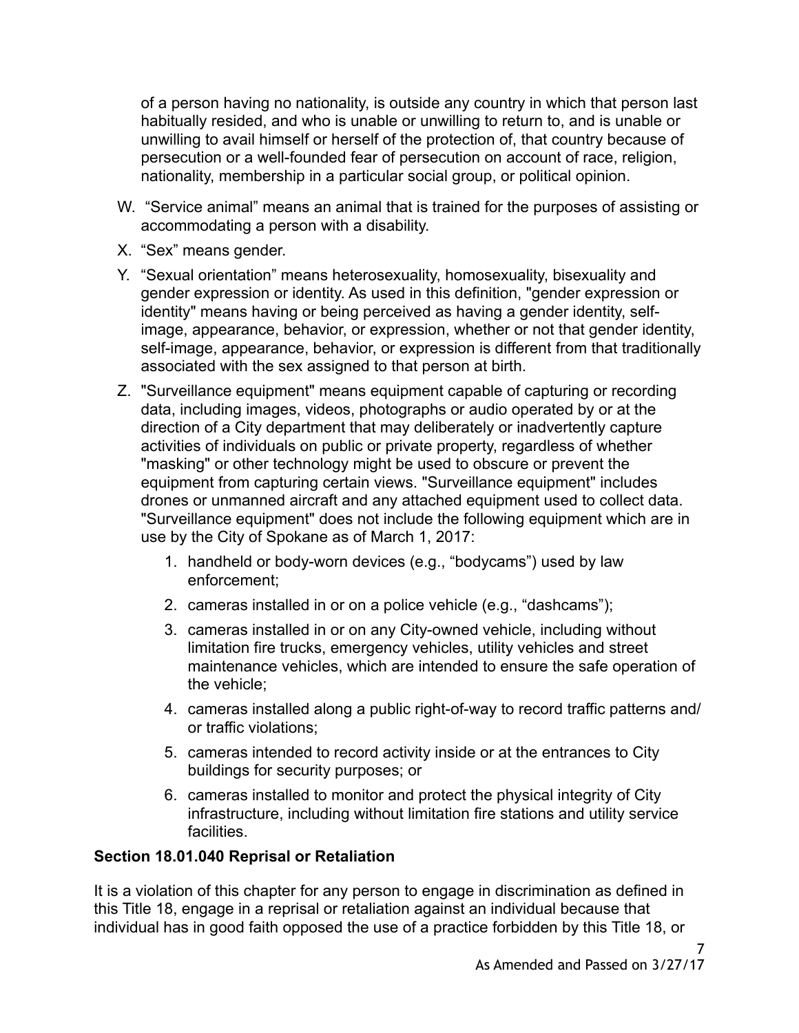of a person having no nationality, is outside any country in which that person last habitually resided, and who is unable or unwilling to return to, and is unable or unwilling to avail himself or herself of the protection of, that country because of persecution or a well-founded fear of persecution on account of race, religion, nationality, membership in a particular social group, or political opinion.

W. "Service animal" means an animal that is trained for the purposes of assisting or accommodating a person with a disability.

X. "Sex" means gender.

Y. "Sexual orientation" means heterosexuality, homosexuality, bisexuality and gender expression or identity. As used in this definition, "gender expression or identity" means having or being perceived as having a gender identity, self-image, appearance, behavior, or expression, whether or not that gender identity, self-image, appearance, behavior, or expression is different from that traditionally associated with the sex assigned to that person at birth.

Z. "Surveillance equipment" means equipment capable of capturing or recording data, including images, videos, photographs or audio operated by or at the direction of a City department that may deliberately or inadvertently capture activities of individuals on public or private property, regardless of whether "masking" or other technology might be used to obscure or prevent the equipment from capturing certain views. "Surveillance equipment" includes drones or unmanned aircraft and any attached equipment used to collect data. "Surveillance equipment" does not include the following equipment which are in use by the City of Spokane as of March 1, 2017:

1. handheld or body-worn devices (e.g., "bodycams") used by law enforcement;
2. cameras installed in or on a police vehicle (e.g., "dashcams");
3. cameras installed in or on any City-owned vehicle, including without limitation fire trucks, emergency vehicles, utility vehicles and street maintenance vehicles, which are intended to ensure the safe operation of the vehicle;
4. cameras installed along a public right-of-way to record traffic patterns and/or traffic violations;
5. cameras intended to record activity inside or at the entrances to City buildings for security purposes; or
6. cameras installed to monitor and protect the physical integrity of City infrastructure, including without limitation fire stations and utility service facilities.

**Section 18.01.040 Reprisal or Retaliation**

It is a violation of this chapter for any person to engage in discrimination as defined in this Title 18, engage in a reprisal or retaliation against an individual because that individual has in good faith opposed the use of a practice forbidden by this Title 18, or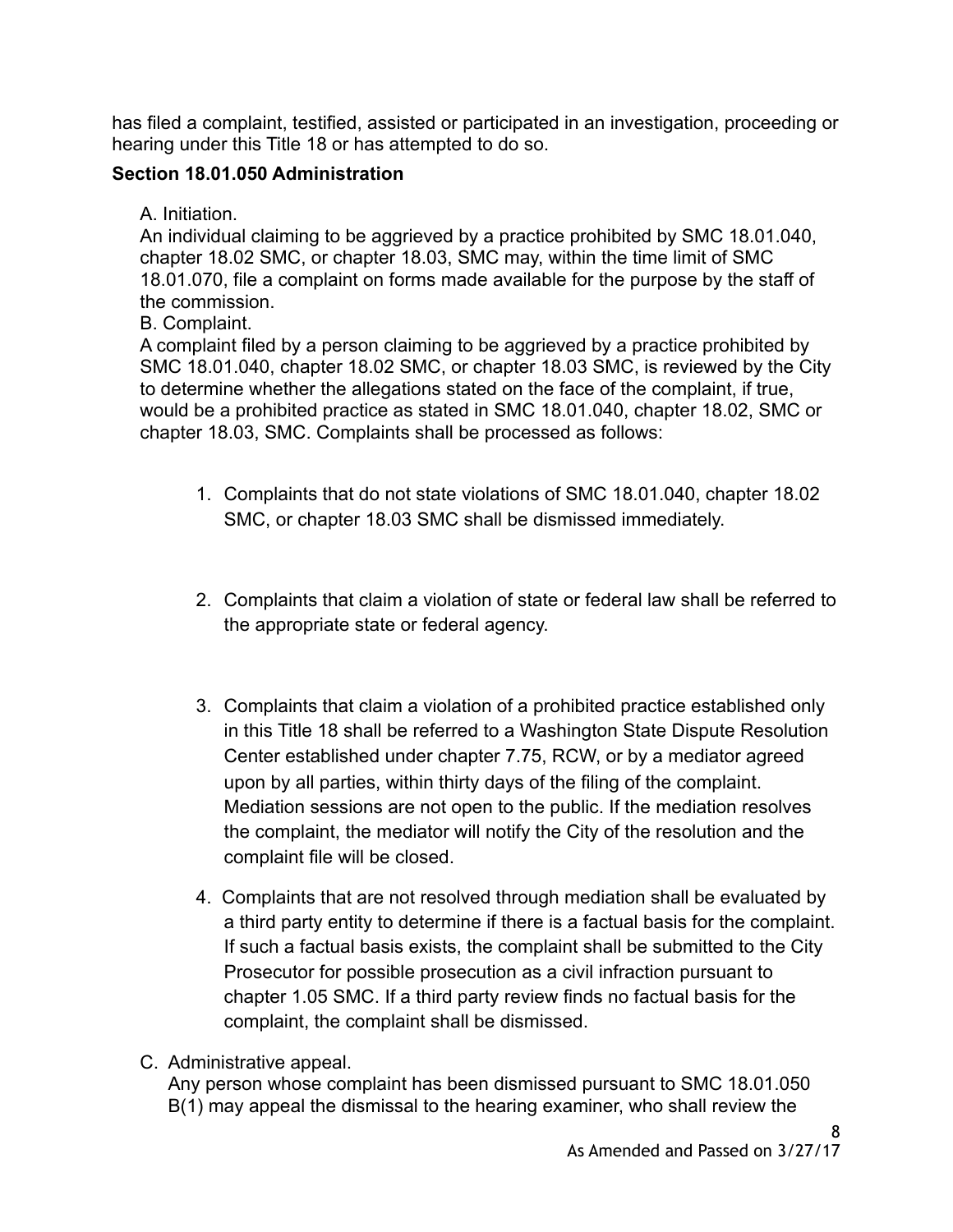has filed a complaint, testified, assisted or participated in an investigation, proceeding or hearing under this Title 18 or has attempted to do so.

**Section 18.01.050 Administration**

A. Initiation.
An individual claiming to be aggrieved by a practice prohibited by SMC 18.01.040, chapter 18.02 SMC, or chapter 18.03, SMC may, within the time limit of SMC 18.01.070, file a complaint on forms made available for the purpose by the staff of the commission.

B. Complaint.
A complaint filed by a person claiming to be aggrieved by a practice prohibited by SMC 18.01.040, chapter 18.02 SMC, or chapter 18.03 SMC, is reviewed by the City to determine whether the allegations stated on the face of the complaint, if true, would be a prohibited practice as stated in SMC 18.01.040, chapter 18.02, SMC or chapter 18.03, SMC. Complaints shall be processed as follows:

1. Complaints that do not state violations of SMC 18.01.040, chapter 18.02 SMC, or chapter 18.03 SMC shall be dismissed immediately.

2. Complaints that claim a violation of state or federal law shall be referred to the appropriate state or federal agency.

3. Complaints that claim a violation of a prohibited practice established only in this Title 18 shall be referred to a Washington State Dispute Resolution Center established under chapter 7.75, RCW, or by a mediator agreed upon by all parties, within thirty days of the filing of the complaint. Mediation sessions are not open to the public. If the mediation resolves the complaint, the mediator will notify the City of the resolution and the complaint file will be closed.

4. Complaints that are not resolved through mediation shall be evaluated by a third party entity to determine if there is a factual basis for the complaint. If such a factual basis exists, the complaint shall be submitted to the City Prosecutor for possible prosecution as a civil infraction pursuant to chapter 1.05 SMC. If a third party review finds no factual basis for the complaint, the complaint shall be dismissed.

C. Administrative appeal.
Any person whose complaint has been dismissed pursuant to SMC 18.01.050 B(1) may appeal the dismissal to the hearing examiner, who shall review the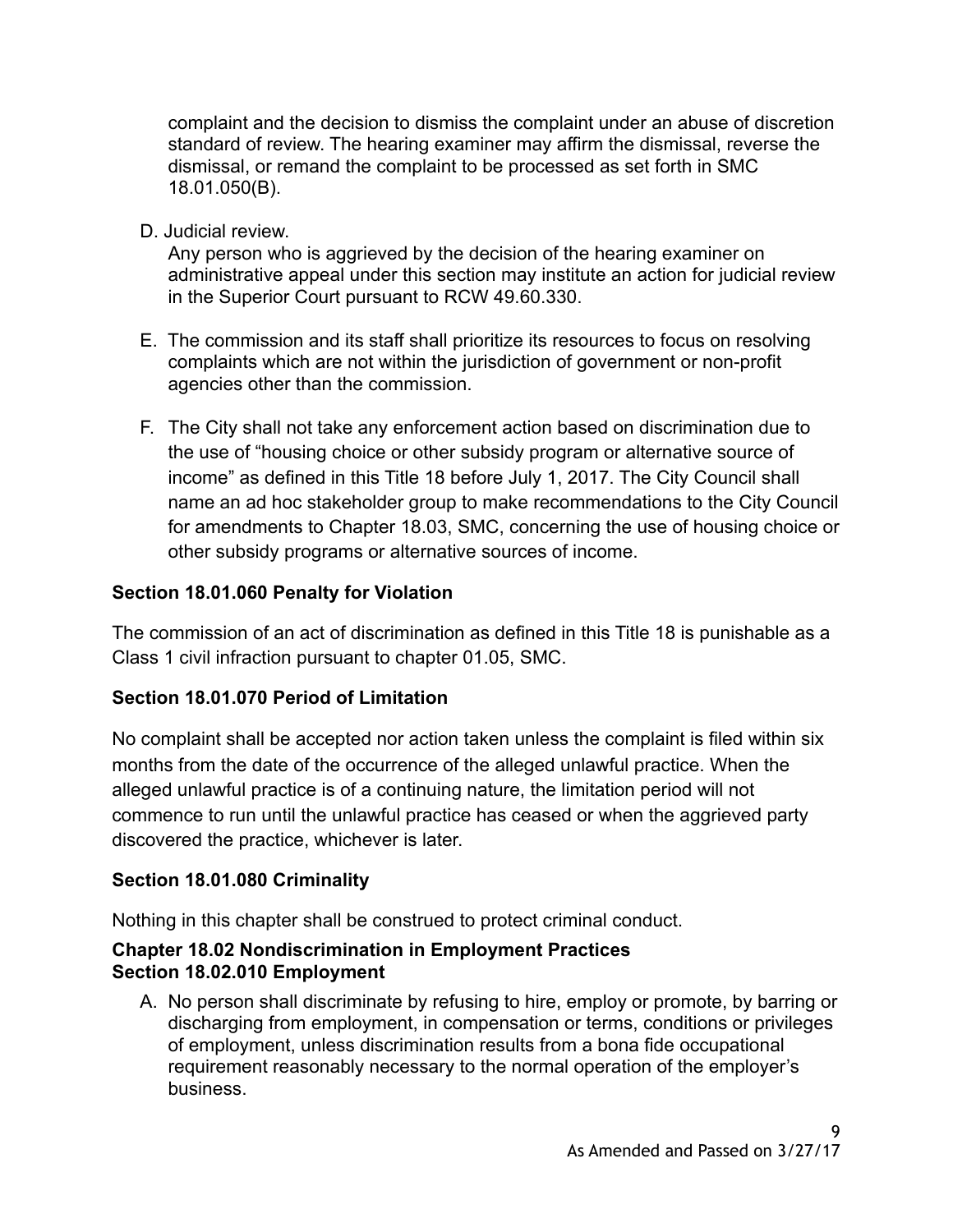complaint and the decision to dismiss the complaint under an abuse of discretion standard of review. The hearing examiner may affirm the dismissal, reverse the dismissal, or remand the complaint to be processed as set forth in SMC 18.01.050(B).

D. Judicial review.
   Any person who is aggrieved by the decision of the hearing examiner on administrative appeal under this section may institute an action for judicial review in the Superior Court pursuant to RCW 49.60.330.

E. The commission and its staff shall prioritize its resources to focus on resolving complaints which are not within the jurisdiction of government or non-profit agencies other than the commission.

F. The City shall not take any enforcement action based on discrimination due to the use of "housing choice or other subsidy program or alternative source of income" as defined in this Title 18 before July 1, 2017. The City Council shall name an ad hoc stakeholder group to make recommendations to the City Council for amendments to Chapter 18.03, SMC, concerning the use of housing choice or other subsidy programs or alternative sources of income.

**Section 18.01.060 Penalty for Violation**

The commission of an act of discrimination as defined in this Title 18 is punishable as a Class 1 civil infraction pursuant to chapter 01.05, SMC.

**Section 18.01.070 Period of Limitation**

No complaint shall be accepted nor action taken unless the complaint is filed within six months from the date of the occurrence of the alleged unlawful practice. When the alleged unlawful practice is of a continuing nature, the limitation period will not commence to run until the unlawful practice has ceased or when the aggrieved party discovered the practice, whichever is later.

**Section 18.01.080 Criminality**

Nothing in this chapter shall be construed to protect criminal conduct.

**Chapter 18.02 Nondiscrimination in Employment Practices**
**Section 18.02.010 Employment**

A. No person shall discriminate by refusing to hire, employ or promote, by barring or discharging from employment, in compensation or terms, conditions or privileges of employment, unless discrimination results from a bona fide occupational requirement reasonably necessary to the normal operation of the employer's business.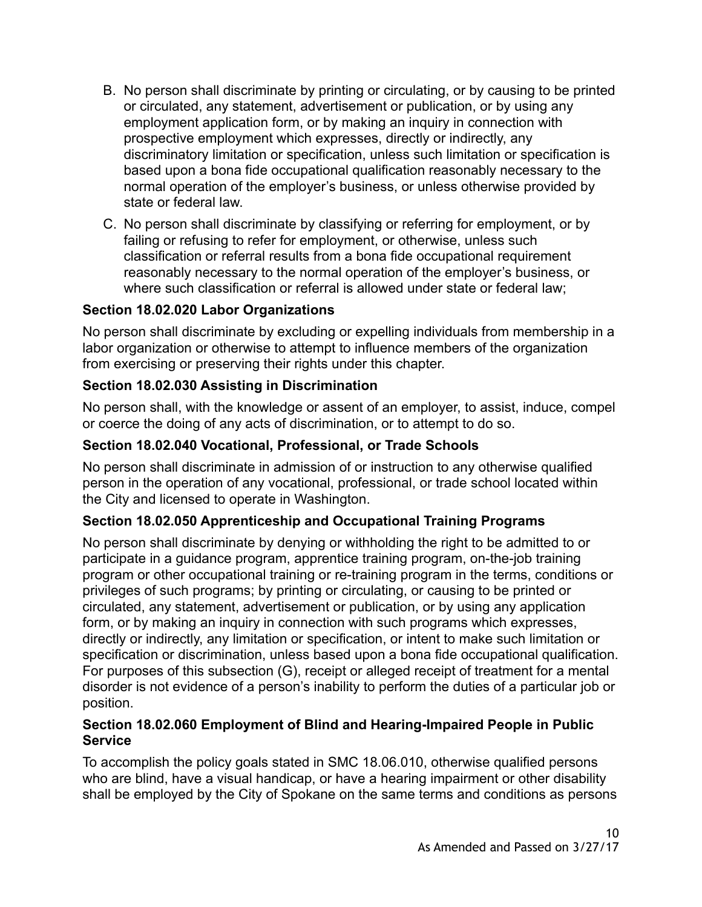B. No person shall discriminate by printing or circulating, or by causing to be printed or circulated, any statement, advertisement or publication, or by using any employment application form, or by making an inquiry in connection with prospective employment which expresses, directly or indirectly, any discriminatory limitation or specification, unless such limitation or specification is based upon a bona fide occupational qualification reasonably necessary to the normal operation of the employer's business, or unless otherwise provided by state or federal law.

C. No person shall discriminate by classifying or referring for employment, or by failing or refusing to refer for employment, or otherwise, unless such classification or referral results from a bona fide occupational requirement reasonably necessary to the normal operation of the employer's business, or where such classification or referral is allowed under state or federal law;

### Section 18.02.020 Labor Organizations

No person shall discriminate by excluding or expelling individuals from membership in a labor organization or otherwise to attempt to influence members of the organization from exercising or preserving their rights under this chapter.

### Section 18.02.030 Assisting in Discrimination

No person shall, with the knowledge or assent of an employer, to assist, induce, compel or coerce the doing of any acts of discrimination, or to attempt to do so.

### Section 18.02.040 Vocational, Professional, or Trade Schools

No person shall discriminate in admission of or instruction to any otherwise qualified person in the operation of any vocational, professional, or trade school located within the City and licensed to operate in Washington.

### Section 18.02.050 Apprenticeship and Occupational Training Programs

No person shall discriminate by denying or withholding the right to be admitted to or participate in a guidance program, apprentice training program, on-the-job training program or other occupational training or re-training program in the terms, conditions or privileges of such programs; by printing or circulating, or causing to be printed or circulated, any statement, advertisement or publication, or by using any application form, or by making an inquiry in connection with such programs which expresses, directly or indirectly, any limitation or specification, or intent to make such limitation or specification or discrimination, unless based upon a bona fide occupational qualification. For purposes of this subsection (G), receipt or alleged receipt of treatment for a mental disorder is not evidence of a person's inability to perform the duties of a particular job or position.

### Section 18.02.060 Employment of Blind and Hearing-Impaired People in Public Service

To accomplish the policy goals stated in SMC 18.06.010, otherwise qualified persons who are blind, have a visual handicap, or have a hearing impairment or other disability shall be employed by the City of Spokane on the same terms and conditions as persons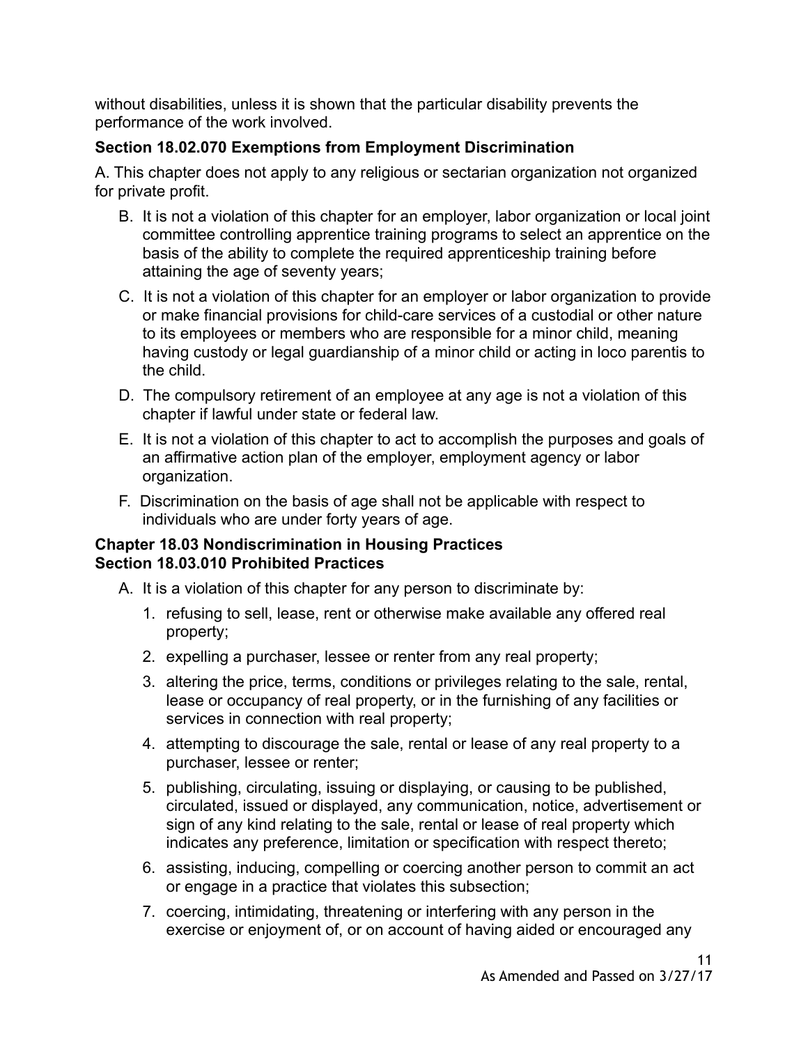without disabilities, unless it is shown that the particular disability prevents the performance of the work involved.

**Section 18.02.070 Exemptions from Employment Discrimination**

A. This chapter does not apply to any religious or sectarian organization not organized for private profit.

B. It is not a violation of this chapter for an employer, labor organization or local joint committee controlling apprentice training programs to select an apprentice on the basis of the ability to complete the required apprenticeship training before attaining the age of seventy years;

C. It is not a violation of this chapter for an employer or labor organization to provide or make financial provisions for child-care services of a custodial or other nature to its employees or members who are responsible for a minor child, meaning having custody or legal guardianship of a minor child or acting in loco parentis to the child.

D. The compulsory retirement of an employee at any age is not a violation of this chapter if lawful under state or federal law.

E. It is not a violation of this chapter to act to accomplish the purposes and goals of an affirmative action plan of the employer, employment agency or labor organization.

F. Discrimination on the basis of age shall not be applicable with respect to individuals who are under forty years of age.

**Chapter 18.03 Nondiscrimination in Housing Practices**
**Section 18.03.010 Prohibited Practices**

A. It is a violation of this chapter for any person to discriminate by:

1. refusing to sell, lease, rent or otherwise make available any offered real property;
2. expelling a purchaser, lessee or renter from any real property;
3. altering the price, terms, conditions or privileges relating to the sale, rental, lease or occupancy of real property, or in the furnishing of any facilities or services in connection with real property;
4. attempting to discourage the sale, rental or lease of any real property to a purchaser, lessee or renter;
5. publishing, circulating, issuing or displaying, or causing to be published, circulated, issued or displayed, any communication, notice, advertisement or sign of any kind relating to the sale, rental or lease of real property which indicates any preference, limitation or specification with respect thereto;
6. assisting, inducing, compelling or coercing another person to commit an act or engage in a practice that violates this subsection;
7. coercing, intimidating, threatening or interfering with any person in the exercise or enjoyment of, or on account of having aided or encouraged any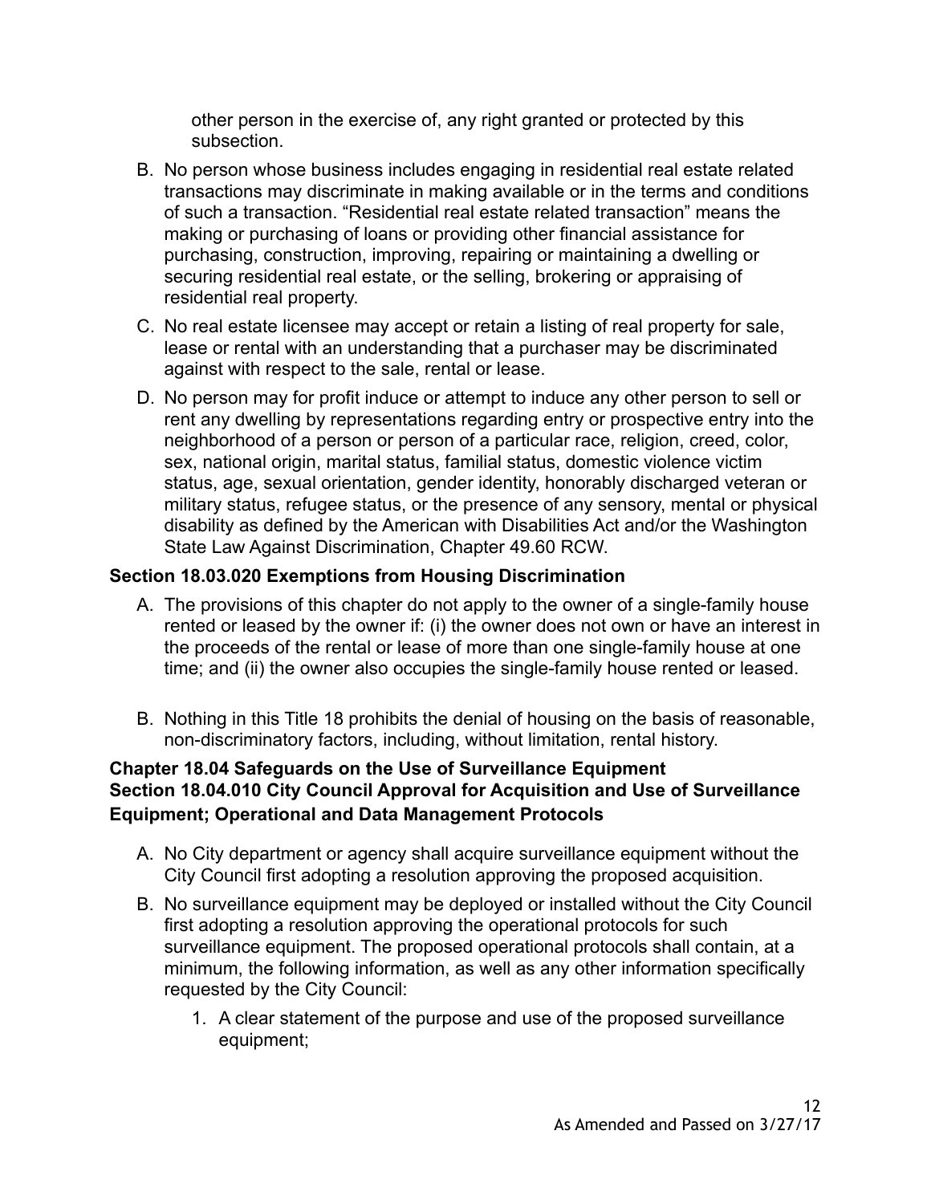other person in the exercise of, any right granted or protected by this subsection.

B. No person whose business includes engaging in residential real estate related transactions may discriminate in making available or in the terms and conditions of such a transaction. "Residential real estate related transaction" means the making or purchasing of loans or providing other financial assistance for purchasing, construction, improving, repairing or maintaining a dwelling or securing residential real estate, or the selling, brokering or appraising of residential real property.

C. No real estate licensee may accept or retain a listing of real property for sale, lease or rental with an understanding that a purchaser may be discriminated against with respect to the sale, rental or lease.

D. No person may for profit induce or attempt to induce any other person to sell or rent any dwelling by representations regarding entry or prospective entry into the neighborhood of a person or person of a particular race, religion, creed, color, sex, national origin, marital status, familial status, domestic violence victim status, age, sexual orientation, gender identity, honorably discharged veteran or military status, refugee status, or the presence of any sensory, mental or physical disability as defined by the American with Disabilities Act and/or the Washington State Law Against Discrimination, Chapter 49.60 RCW.

**Section 18.03.020 Exemptions from Housing Discrimination**

A. The provisions of this chapter do not apply to the owner of a single-family house rented or leased by the owner if: (i) the owner does not own or have an interest in the proceeds of the rental or lease of more than one single-family house at one time; and (ii) the owner also occupies the single-family house rented or leased.

B. Nothing in this Title 18 prohibits the denial of housing on the basis of reasonable, non-discriminatory factors, including, without limitation, rental history.

**Chapter 18.04 Safeguards on the Use of Surveillance Equipment**
**Section 18.04.010 City Council Approval for Acquisition and Use of Surveillance Equipment; Operational and Data Management Protocols**

A. No City department or agency shall acquire surveillance equipment without the City Council first adopting a resolution approving the proposed acquisition.

B. No surveillance equipment may be deployed or installed without the City Council first adopting a resolution approving the operational protocols for such surveillance equipment. The proposed operational protocols shall contain, at a minimum, the following information, as well as any other information specifically requested by the City Council:

   1. A clear statement of the purpose and use of the proposed surveillance equipment;

As Amended and Passed on 3/27/17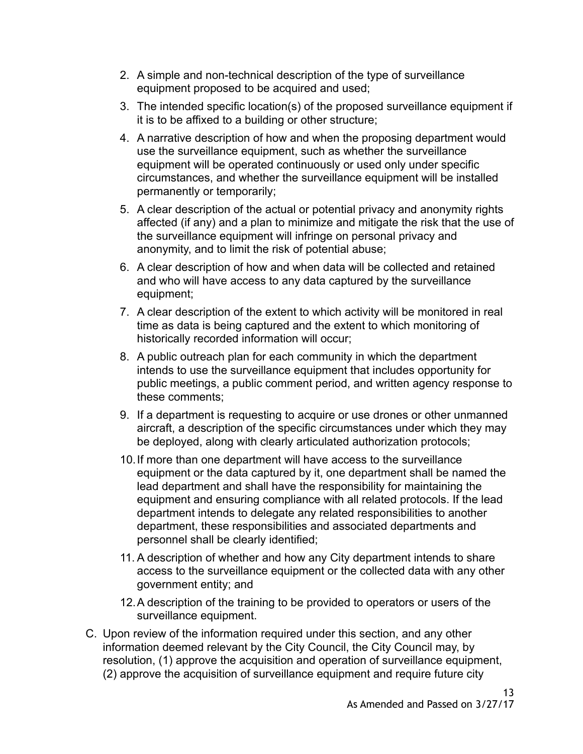2. A simple and non-technical description of the type of surveillance equipment proposed to be acquired and used;
3. The intended specific location(s) of the proposed surveillance equipment if it is to be affixed to a building or other structure;
4. A narrative description of how and when the proposing department would use the surveillance equipment, such as whether the surveillance equipment will be operated continuously or used only under specific circumstances, and whether the surveillance equipment will be installed permanently or temporarily;
5. A clear description of the actual or potential privacy and anonymity rights affected (if any) and a plan to minimize and mitigate the risk that the use of the surveillance equipment will infringe on personal privacy and anonymity, and to limit the risk of potential abuse;
6. A clear description of how and when data will be collected and retained and who will have access to any data captured by the surveillance equipment;
7. A clear description of the extent to which activity will be monitored in real time as data is being captured and the extent to which monitoring of historically recorded information will occur;
8. A public outreach plan for each community in which the department intends to use the surveillance equipment that includes opportunity for public meetings, a public comment period, and written agency response to these comments;
9. If a department is requesting to acquire or use drones or other unmanned aircraft, a description of the specific circumstances under which they may be deployed, along with clearly articulated authorization protocols;
10. If more than one department will have access to the surveillance equipment or the data captured by it, one department shall be named the lead department and shall have the responsibility for maintaining the equipment and ensuring compliance with all related protocols. If the lead department intends to delegate any related responsibilities to another department, these responsibilities and associated departments and personnel shall be clearly identified;
11. A description of whether and how any City department intends to share access to the surveillance equipment or the collected data with any other government entity; and
12. A description of the training to be provided to operators or users of the surveillance equipment.

C. Upon review of the information required under this section, and any other information deemed relevant by the City Council, the City Council may, by resolution, (1) approve the acquisition and operation of surveillance equipment, (2) approve the acquisition of surveillance equipment and require future city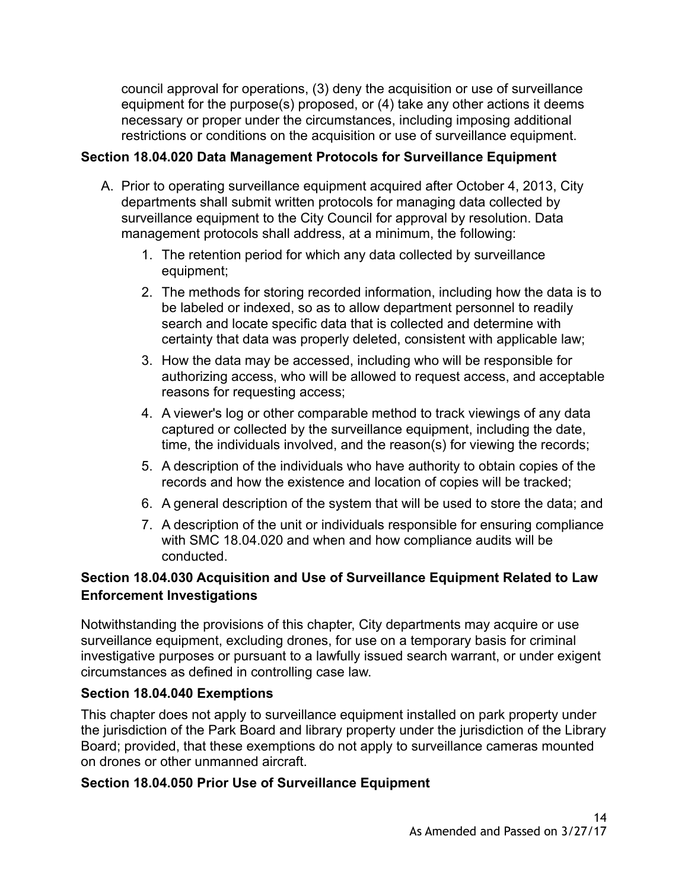council approval for operations, (3) deny the acquisition or use of surveillance equipment for the purpose(s) proposed, or (4) take any other actions it deems necessary or proper under the circumstances, including imposing additional restrictions or conditions on the acquisition or use of surveillance equipment.

**Section 18.04.020 Data Management Protocols for Surveillance Equipment**

A. Prior to operating surveillance equipment acquired after October 4, 2013, City departments shall submit written protocols for managing data collected by surveillance equipment to the City Council for approval by resolution. Data management protocols shall address, at a minimum, the following:

   1. The retention period for which any data collected by surveillance equipment;
   2. The methods for storing recorded information, including how the data is to be labeled or indexed, so as to allow department personnel to readily search and locate specific data that is collected and determine with certainty that data was properly deleted, consistent with applicable law;
   3. How the data may be accessed, including who will be responsible for authorizing access, who will be allowed to request access, and acceptable reasons for requesting access;
   4. A viewer's log or other comparable method to track viewings of any data captured or collected by the surveillance equipment, including the date, time, the individuals involved, and the reason(s) for viewing the records;
   5. A description of the individuals who have authority to obtain copies of the records and how the existence and location of copies will be tracked;
   6. A general description of the system that will be used to store the data; and
   7. A description of the unit or individuals responsible for ensuring compliance with SMC 18.04.020 and when and how compliance audits will be conducted.

**Section 18.04.030 Acquisition and Use of Surveillance Equipment Related to Law Enforcement Investigations**

Notwithstanding the provisions of this chapter, City departments may acquire or use surveillance equipment, excluding drones, for use on a temporary basis for criminal investigative purposes or pursuant to a lawfully issued search warrant, or under exigent circumstances as defined in controlling case law.

**Section 18.04.040 Exemptions**

This chapter does not apply to surveillance equipment installed on park property under the jurisdiction of the Park Board and library property under the jurisdiction of the Library Board; provided, that these exemptions do not apply to surveillance cameras mounted on drones or other unmanned aircraft.

**Section 18.04.050 Prior Use of Surveillance Equipment**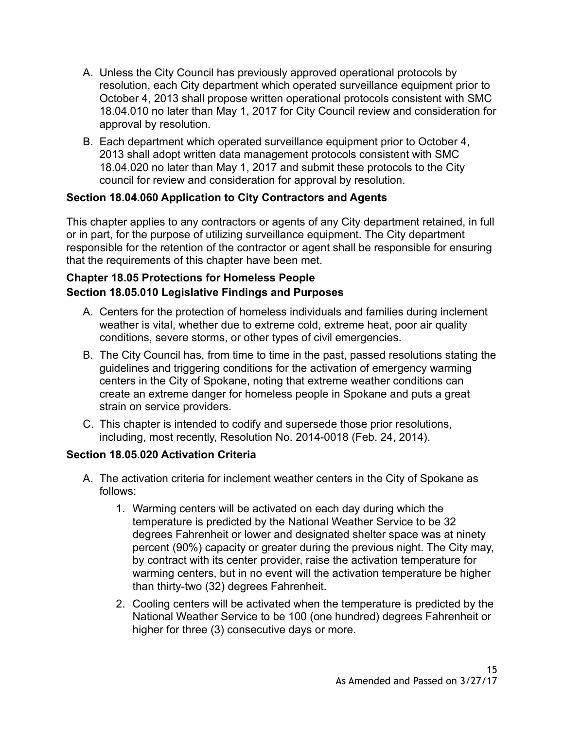A. Unless the City Council has previously approved operational protocols by resolution, each City department which operated surveillance equipment prior to October 4, 2013 shall propose written operational protocols consistent with SMC 18.04.010 no later than May 1, 2017 for City Council review and consideration for approval by resolution.

B. Each department which operated surveillance equipment prior to October 4, 2013 shall adopt written data management protocols consistent with SMC 18.04.020 no later than May 1, 2017 and submit these protocols to the City council for review and consideration for approval by resolution.

**Section 18.04.060 Application to City Contractors and Agents**

This chapter applies to any contractors or agents of any City department retained, in full or in part, for the purpose of utilizing surveillance equipment. The City department responsible for the retention of the contractor or agent shall be responsible for ensuring that the requirements of this chapter have been met.

**Chapter 18.05 Protections for Homeless People**
**Section 18.05.010 Legislative Findings and Purposes**

A. Centers for the protection of homeless individuals and families during inclement weather is vital, whether due to extreme cold, extreme heat, poor air quality conditions, severe storms, or other types of civil emergencies.

B. The City Council has, from time to time in the past, passed resolutions stating the guidelines and triggering conditions for the activation of emergency warming centers in the City of Spokane, noting that extreme weather conditions can create an extreme danger for homeless people in Spokane and puts a great strain on service providers.

C. This chapter is intended to codify and supersede those prior resolutions, including, most recently, Resolution No. 2014-0018 (Feb. 24, 2014).

**Section 18.05.020 Activation Criteria**

A. The activation criteria for inclement weather centers in the City of Spokane as follows:

   1. Warming centers will be activated on each day during which the temperature is predicted by the National Weather Service to be 32 degrees Fahrenheit or lower and designated shelter space was at ninety percent (90%) capacity or greater during the previous night. The City may, by contract with its center provider, raise the activation temperature for warming centers, but in no event will the activation temperature be higher than thirty-two (32) degrees Fahrenheit.

   2. Cooling centers will be activated when the temperature is predicted by the National Weather Service to be 100 (one hundred) degrees Fahrenheit or higher for three (3) consecutive days or more.

As Amended and Passed on 3/27/17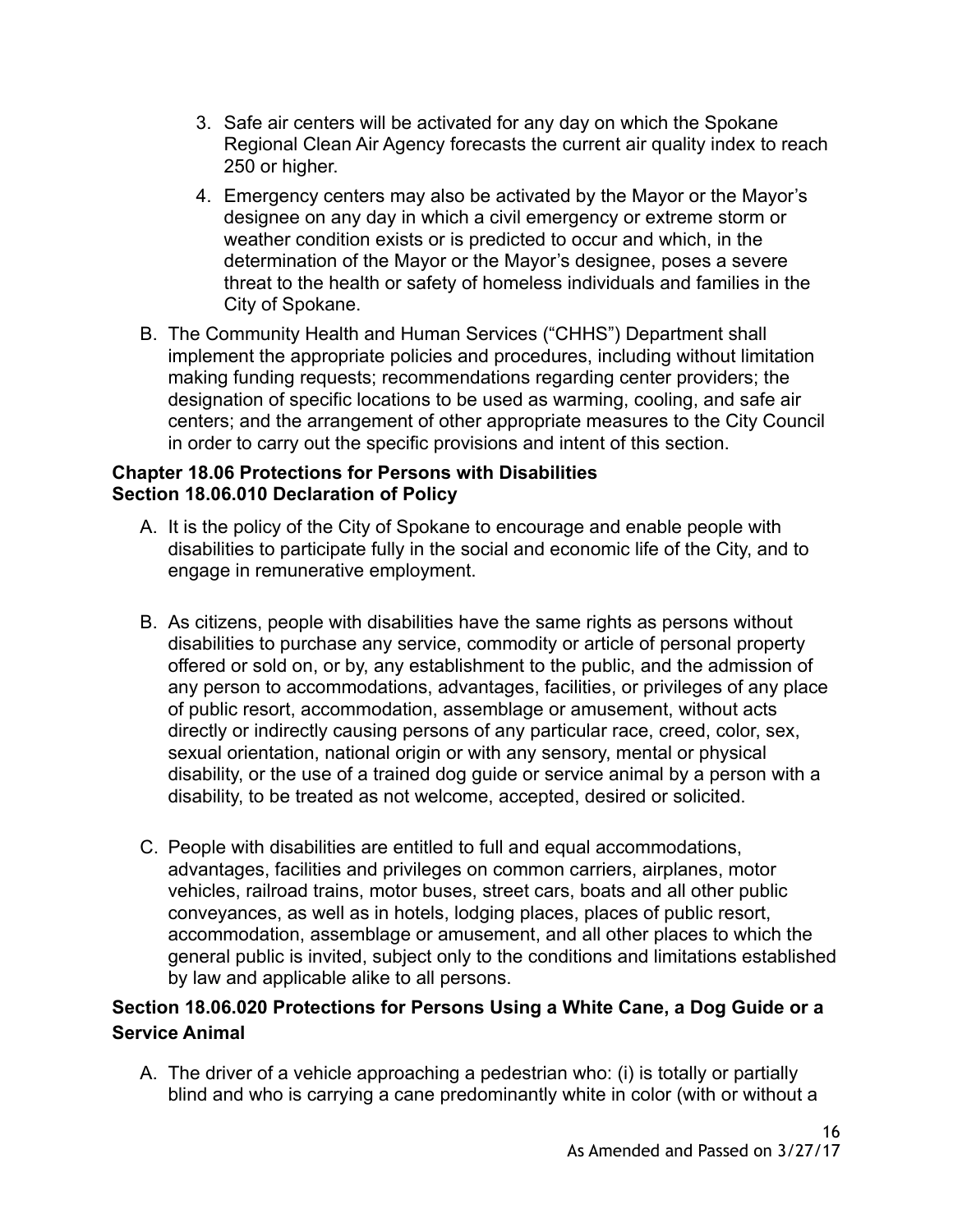3. Safe air centers will be activated for any day on which the Spokane Regional Clean Air Agency forecasts the current air quality index to reach 250 or higher.
4. Emergency centers may also be activated by the Mayor or the Mayor's designee on any day in which a civil emergency or extreme storm or weather condition exists or is predicted to occur and which, in the determination of the Mayor or the Mayor's designee, poses a severe threat to the health or safety of homeless individuals and families in the City of Spokane.

B. The Community Health and Human Services ("CHHS") Department shall implement the appropriate policies and procedures, including without limitation making funding requests; recommendations regarding center providers; the designation of specific locations to be used as warming, cooling, and safe air centers; and the arrangement of other appropriate measures to the City Council in order to carry out the specific provisions and intent of this section.

**Chapter 18.06 Protections for Persons with Disabilities**
**Section 18.06.010 Declaration of Policy**

A. It is the policy of the City of Spokane to encourage and enable people with disabilities to participate fully in the social and economic life of the City, and to engage in remunerative employment.

B. As citizens, people with disabilities have the same rights as persons without disabilities to purchase any service, commodity or article of personal property offered or sold on, or by, any establishment to the public, and the admission of any person to accommodations, advantages, facilities, or privileges of any place of public resort, accommodation, assemblage or amusement, without acts directly or indirectly causing persons of any particular race, creed, color, sex, sexual orientation, national origin or with any sensory, mental or physical disability, or the use of a trained dog guide or service animal by a person with a disability, to be treated as not welcome, accepted, desired or solicited.

C. People with disabilities are entitled to full and equal accommodations, advantages, facilities and privileges on common carriers, airplanes, motor vehicles, railroad trains, motor buses, street cars, boats and all other public conveyances, as well as in hotels, lodging places, places of public resort, accommodation, assemblage or amusement, and all other places to which the general public is invited, subject only to the conditions and limitations established by law and applicable alike to all persons.

**Section 18.06.020 Protections for Persons Using a White Cane, a Dog Guide or a Service Animal**

A. The driver of a vehicle approaching a pedestrian who: (i) is totally or partially blind and who is carrying a cane predominantly white in color (with or without a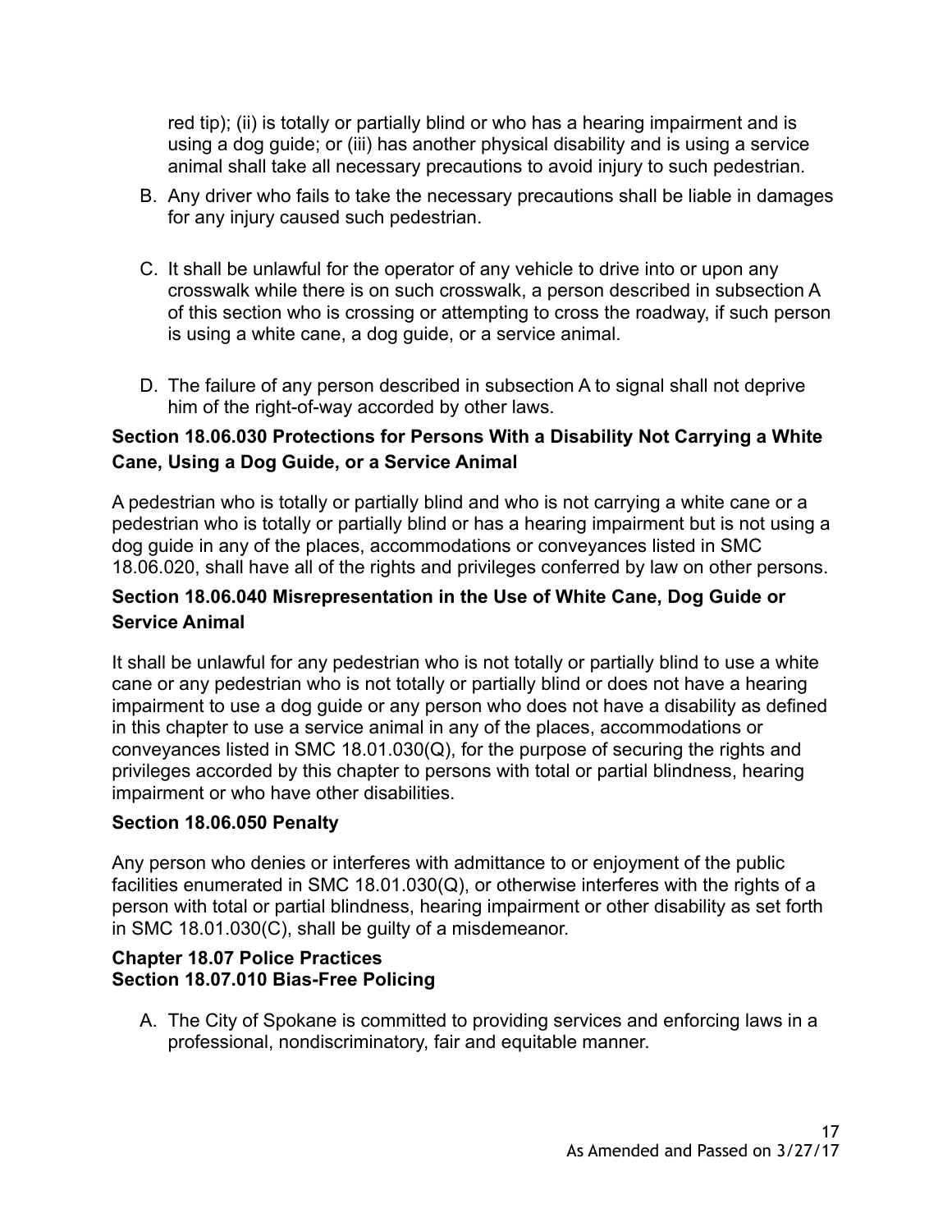red tip); (ii) is totally or partially blind or who has a hearing impairment and is using a dog guide; or (iii) has another physical disability and is using a service animal shall take all necessary precautions to avoid injury to such pedestrian.

B. Any driver who fails to take the necessary precautions shall be liable in damages for any injury caused such pedestrian.

C. It shall be unlawful for the operator of any vehicle to drive into or upon any crosswalk while there is on such crosswalk, a person described in subsection A of this section who is crossing or attempting to cross the roadway, if such person is using a white cane, a dog guide, or a service animal.

D. The failure of any person described in subsection A to signal shall not deprive him of the right-of-way accorded by other laws.

**Section 18.06.030 Protections for Persons With a Disability Not Carrying a White Cane, Using a Dog Guide, or a Service Animal**

A pedestrian who is totally or partially blind and who is not carrying a white cane or a pedestrian who is totally or partially blind or has a hearing impairment but is not using a dog guide in any of the places, accommodations or conveyances listed in SMC 18.06.020, shall have all of the rights and privileges conferred by law on other persons.

**Section 18.06.040 Misrepresentation in the Use of White Cane, Dog Guide or Service Animal**

It shall be unlawful for any pedestrian who is not totally or partially blind to use a white cane or any pedestrian who is not totally or partially blind or does not have a hearing impairment to use a dog guide or any person who does not have a disability as defined in this chapter to use a service animal in any of the places, accommodations or conveyances listed in SMC 18.01.030(Q), for the purpose of securing the rights and privileges accorded by this chapter to persons with total or partial blindness, hearing impairment or who have other disabilities.

**Section 18.06.050 Penalty**

Any person who denies or interferes with admittance to or enjoyment of the public facilities enumerated in SMC 18.01.030(Q), or otherwise interferes with the rights of a person with total or partial blindness, hearing impairment or other disability as set forth in SMC 18.01.030(C), shall be guilty of a misdemeanor.

**Chapter 18.07 Police Practices**
**Section 18.07.010 Bias-Free Policing**

A. The City of Spokane is committed to providing services and enforcing laws in a professional, nondiscriminatory, fair and equitable manner.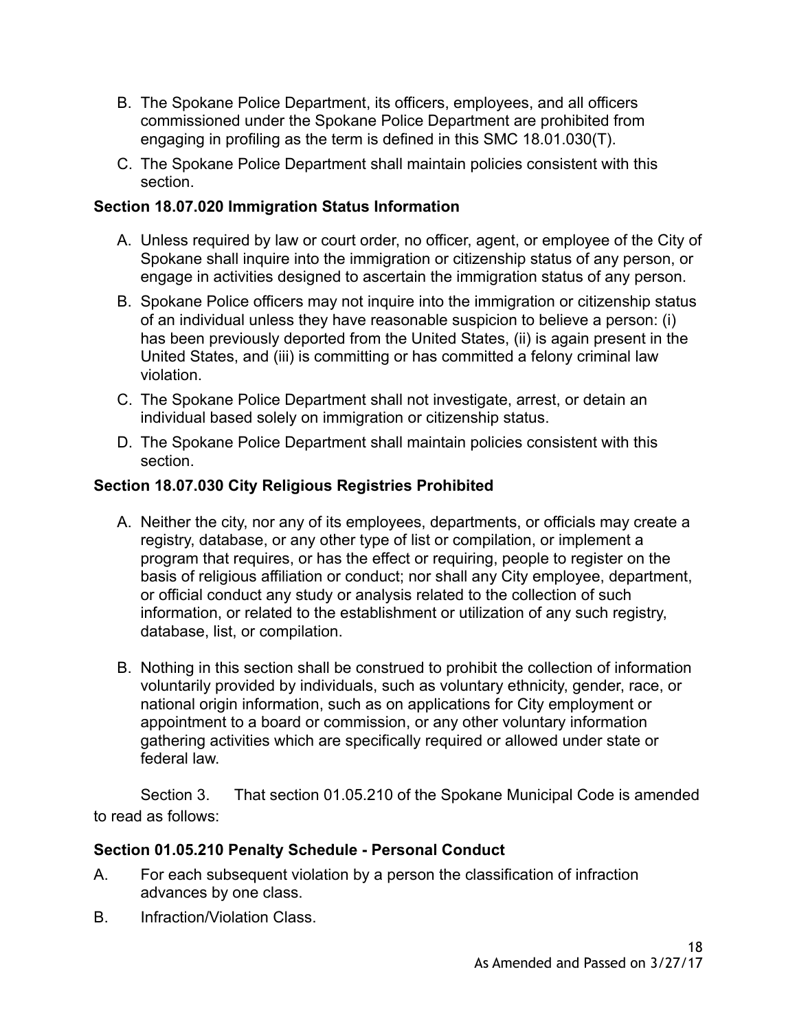B. The Spokane Police Department, its officers, employees, and all officers commissioned under the Spokane Police Department are prohibited from engaging in profiling as the term is defined in this SMC 18.01.030(T).

C. The Spokane Police Department shall maintain policies consistent with this section.

**Section 18.07.020 Immigration Status Information**

A. Unless required by law or court order, no officer, agent, or employee of the City of Spokane shall inquire into the immigration or citizenship status of any person, or engage in activities designed to ascertain the immigration status of any person.

B. Spokane Police officers may not inquire into the immigration or citizenship status of an individual unless they have reasonable suspicion to believe a person: (i) has been previously deported from the United States, (ii) is again present in the United States, and (iii) is committing or has committed a felony criminal law violation.

C. The Spokane Police Department shall not investigate, arrest, or detain an individual based solely on immigration or citizenship status.

D. The Spokane Police Department shall maintain policies consistent with this section.

**Section 18.07.030 City Religious Registries Prohibited**

A. Neither the city, nor any of its employees, departments, or officials may create a registry, database, or any other type of list or compilation, or implement a program that requires, or has the effect or requiring, people to register on the basis of religious affiliation or conduct; nor shall any City employee, department, or official conduct any study or analysis related to the collection of such information, or related to the establishment or utilization of any such registry, database, list, or compilation.

B. Nothing in this section shall be construed to prohibit the collection of information voluntarily provided by individuals, such as voluntary ethnicity, gender, race, or national origin information, such as on applications for City employment or appointment to a board or commission, or any other voluntary information gathering activities which are specifically required or allowed under state or federal law.

Section 3. That section 01.05.210 of the Spokane Municipal Code is amended to read as follows:

**Section 01.05.210 Penalty Schedule - Personal Conduct**

A. For each subsequent violation by a person the classification of infraction advances by one class.

B. Infraction/Violation Class.

As Amended and Passed on 3/27/17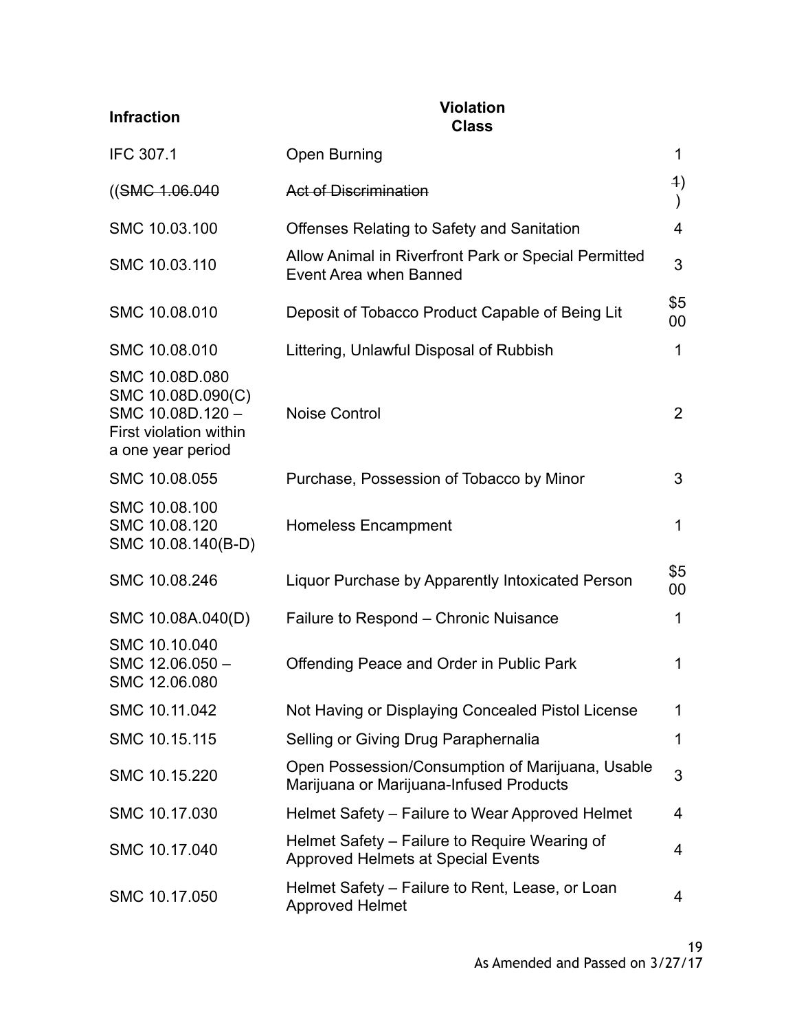| Infraction | Violation | Class |
|---|---|---|
| IFC 307.1 | Open Burning | 1 |
| ((~~SMC 1.06.040~~ | ~~Act of Discrimination~~ | ~~1~~)) |
| SMC 10.03.100 | Offenses Relating to Safety and Sanitation | 4 |
| SMC 10.03.110 | Allow Animal in Riverfront Park or Special Permitted Event Area when Banned | 3 |
| SMC 10.08.010 | Deposit of Tobacco Product Capable of Being Lit | $500 |
| SMC 10.08.010 | Littering, Unlawful Disposal of Rubbish | 1 |
| SMC 10.08D.080 SMC 10.08D.090(C) SMC 10.08D.120 – First violation within a one year period | Noise Control | 2 |
| SMC 10.08.055 | Purchase, Possession of Tobacco by Minor | 3 |
| SMC 10.08.100 SMC 10.08.120 SMC 10.08.140(B-D) | Homeless Encampment | 1 |
| SMC 10.08.246 | Liquor Purchase by Apparently Intoxicated Person | $500 |
| SMC 10.08A.040(D) | Failure to Respond – Chronic Nuisance | 1 |
| SMC 10.10.040 SMC 12.06.050 – SMC 12.06.080 | Offending Peace and Order in Public Park | 1 |
| SMC 10.11.042 | Not Having or Displaying Concealed Pistol License | 1 |
| SMC 10.15.115 | Selling or Giving Drug Paraphernalia | 1 |
| SMC 10.15.220 | Open Possession/Consumption of Marijuana, Usable Marijuana or Marijuana-Infused Products | 3 |
| SMC 10.17.030 | Helmet Safety – Failure to Wear Approved Helmet | 4 |
| SMC 10.17.040 | Helmet Safety – Failure to Require Wearing of Approved Helmets at Special Events | 4 |
| SMC 10.17.050 | Helmet Safety – Failure to Rent, Lease, or Loan Approved Helmet | 4 |

As Amended and Passed on 3/27/17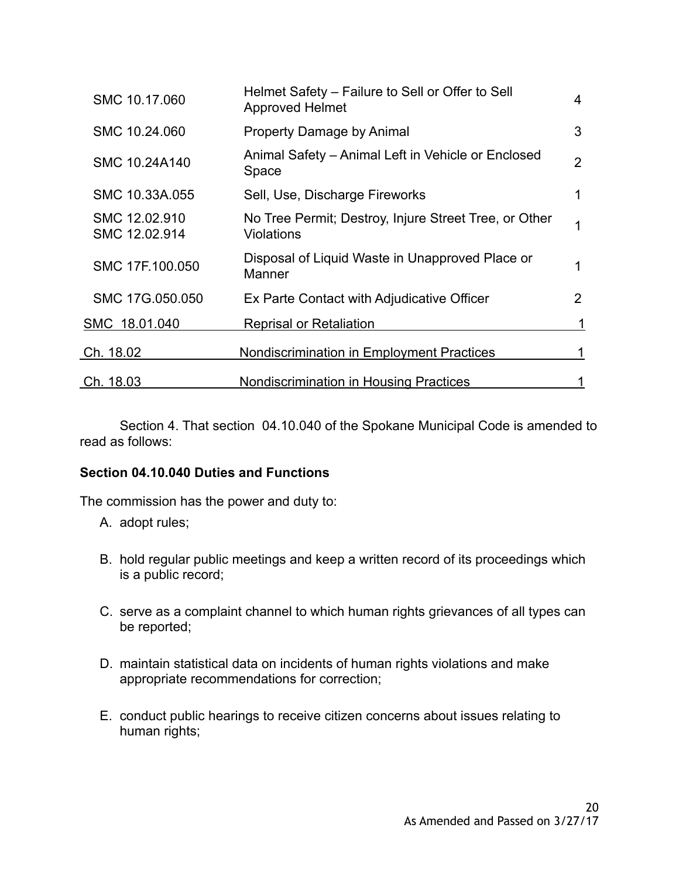| | | |
|---|---|---|
| SMC 10.17.060 | Helmet Safety – Failure to Sell or Offer to Sell Approved Helmet | 4 |
| SMC 10.24.060 | Property Damage by Animal | 3 |
| SMC 10.24A140 | Animal Safety – Animal Left in Vehicle or Enclosed Space | 2 |
| SMC 10.33A.055 | Sell, Use, Discharge Fireworks | 1 |
| SMC 12.02.910<br>SMC 12.02.914 | No Tree Permit; Destroy, Injure Street Tree, or Other Violations | 1 |
| SMC 17F.100.050 | Disposal of Liquid Waste in Unapproved Place or Manner | 1 |
| SMC 17G.050.050 | Ex Parte Contact with Adjudicative Officer | 2 |
| SMC 18.01.040 | Reprisal or Retaliation | 1 |
| Ch. 18.02 | Nondiscrimination in Employment Practices | 1 |
| Ch. 18.03 | Nondiscrimination in Housing Practices | 1 |

Section 4. That section 04.10.040 of the Spokane Municipal Code is amended to read as follows:

**Section 04.10.040 Duties and Functions**

The commission has the power and duty to:

A. adopt rules;

B. hold regular public meetings and keep a written record of its proceedings which is a public record;

C. serve as a complaint channel to which human rights grievances of all types can be reported;

D. maintain statistical data on incidents of human rights violations and make appropriate recommendations for correction;

E. conduct public hearings to receive citizen concerns about issues relating to human rights;

As Amended and Passed on 3/27/17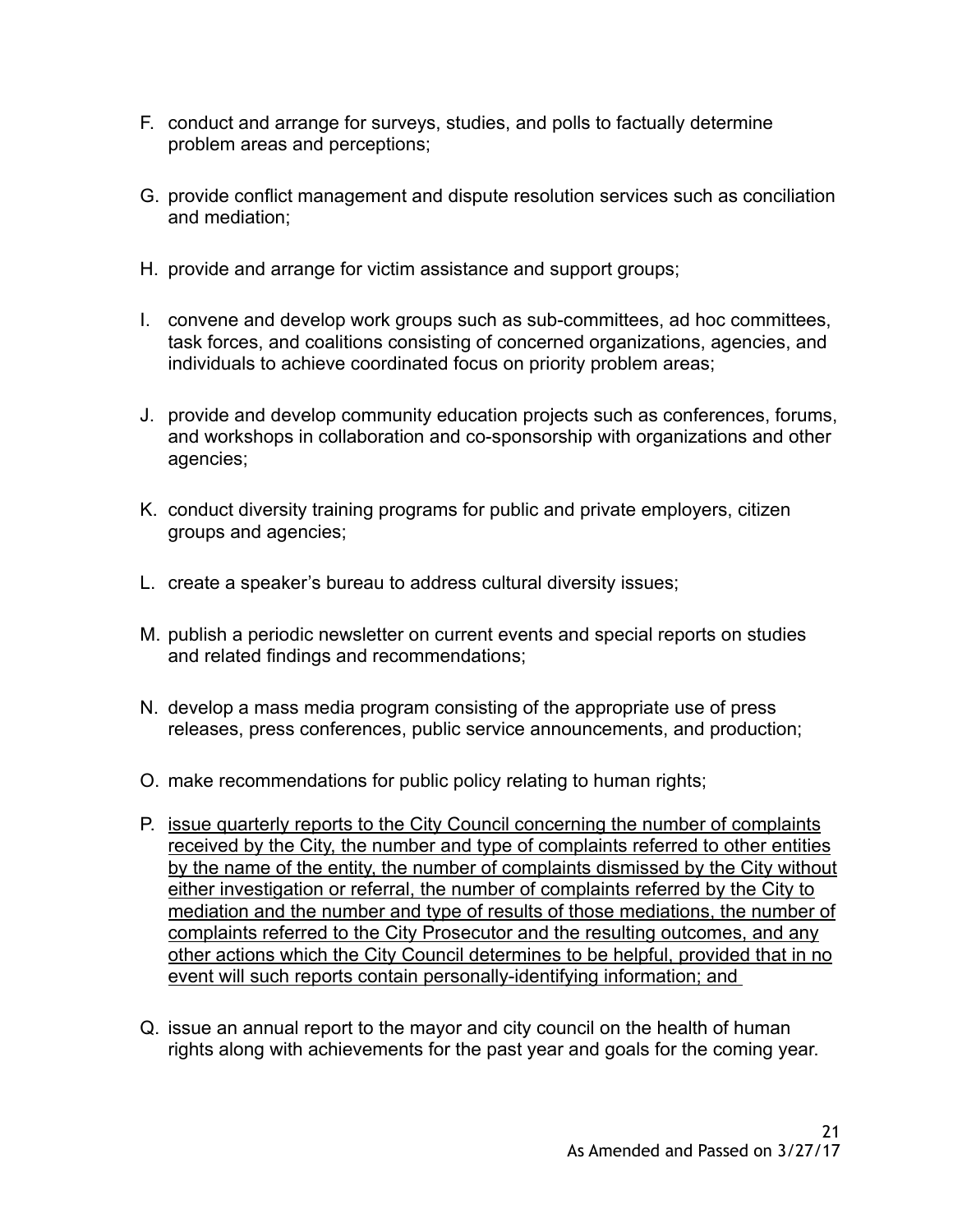F. conduct and arrange for surveys, studies, and polls to factually determine problem areas and perceptions;

G. provide conflict management and dispute resolution services such as conciliation and mediation;

H. provide and arrange for victim assistance and support groups;

I. convene and develop work groups such as sub-committees, ad hoc committees, task forces, and coalitions consisting of concerned organizations, agencies, and individuals to achieve coordinated focus on priority problem areas;

J. provide and develop community education projects such as conferences, forums, and workshops in collaboration and co-sponsorship with organizations and other agencies;

K. conduct diversity training programs for public and private employers, citizen groups and agencies;

L. create a speaker's bureau to address cultural diversity issues;

M. publish a periodic newsletter on current events and special reports on studies and related findings and recommendations;

N. develop a mass media program consisting of the appropriate use of press releases, press conferences, public service announcements, and production;

O. make recommendations for public policy relating to human rights;

P. <u>issue quarterly reports to the City Council concerning the number of complaints received by the City, the number and type of complaints referred to other entities by the name of the entity, the number of complaints dismissed by the City without either investigation or referral, the number of complaints referred by the City to mediation and the number and type of results of those mediations, the number of complaints referred to the City Prosecutor and the resulting outcomes, and any other actions which the City Council determines to be helpful, provided that in no event will such reports contain personally-identifying information; and</u>

Q. issue an annual report to the mayor and city council on the health of human rights along with achievements for the past year and goals for the coming year.

As Amended and Passed on 3/27/17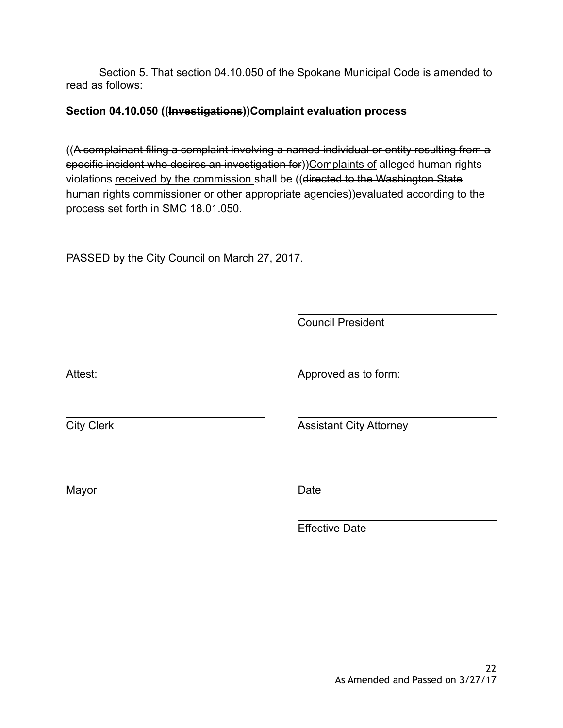Section 5. That section 04.10.050 of the Spokane Municipal Code is amended to read as follows:

**Section 04.10.050 ((~~Investigations~~))<u>Complaint evaluation process</u>**

((~~A complainant filing a complaint involving a named individual or entity resulting from a specific incident who desires an investigation for~~))<u>Complaints of</u> alleged human rights violations <u>received by the commission</u> shall be ((~~directed to the Washington State human rights commissioner or other appropriate agencies~~))<u>evaluated according to the process set forth in SMC 18.01.050</u>.

PASSED by the City Council on March 27, 2017.

Council President

Attest:

City Clerk

Approved as to form:

Assistant City Attorney

Mayor

Date

Effective Date

As Amended and Passed on 3/27/17